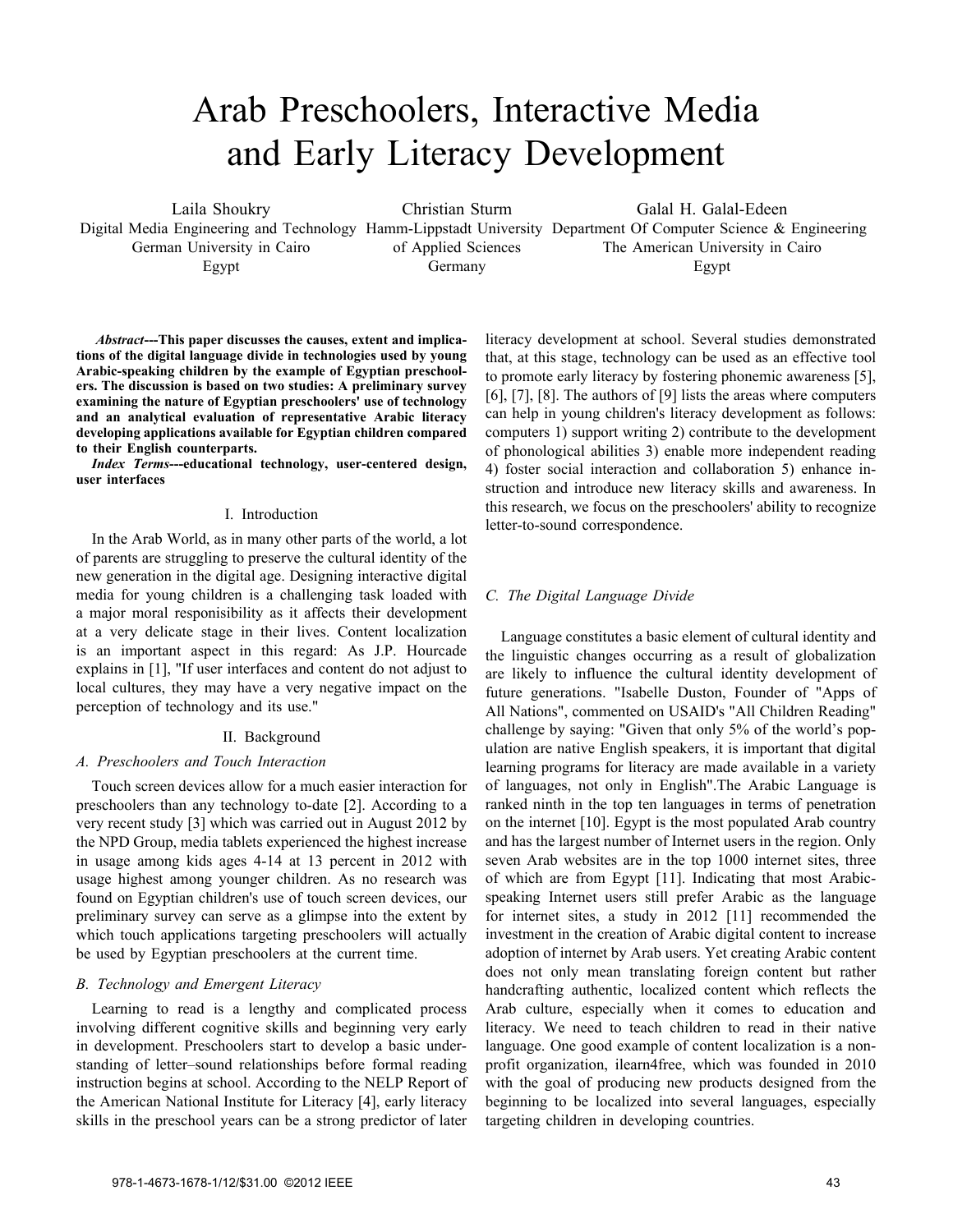# Arab Preschoolers, Interactive Media and Early Literacy Development

Laila Shoukry
Digital Media Engineering and Technology
German University in Cairo
Egypt

Christian Sturm
Hamm-Lippstadt University of Applied Sciences
Germany

Galal H. Galal-Edeen
Department Of Computer Science & Engineering
The American University in Cairo
Egypt

***Abstract*---This paper discusses the causes, extent and implications of the digital language divide in technologies used by young Arabic-speaking children by the example of Egyptian preschoolers. The discussion is based on two studies: A preliminary survey examining the nature of Egyptian preschoolers' use of technology and an analytical evaluation of representative Arabic literacy developing applications available for Egyptian children compared to their English counterparts.**

***Index Terms*---educational technology, user-centered design, user interfaces**

## I. Introduction

In the Arab World, as in many other parts of the world, a lot of parents are struggling to preserve the cultural identity of the new generation in the digital age. Designing interactive digital media for young children is a challenging task loaded with a major moral responisibility as it affects their development at a very delicate stage in their lives. Content localization is an important aspect in this regard: As J.P. Hourcade explains in [1], "If user interfaces and content do not adjust to local cultures, they may have a very negative impact on the perception of technology and its use."

## II. Background

### *A. Preschoolers and Touch Interaction*

Touch screen devices allow for a much easier interaction for preschoolers than any technology to-date [2]. According to a very recent study [3] which was carried out in August 2012 by the NPD Group, media tablets experienced the highest increase in usage among kids ages 4-14 at 13 percent in 2012 with usage highest among younger children. As no research was found on Egyptian children's use of touch screen devices, our preliminary survey can serve as a glimpse into the extent by which touch applications targeting preschoolers will actually be used by Egyptian preschoolers at the current time.

### *B. Technology and Emergent Literacy*

Learning to read is a lengthy and complicated process involving different cognitive skills and beginning very early in development. Preschoolers start to develop a basic understanding of letter–sound relationships before formal reading instruction begins at school. According to the NELP Report of the American National Institute for Literacy [4], early literacy skills in the preschool years can be a strong predictor of later literacy development at school. Several studies demonstrated that, at this stage, technology can be used as an effective tool to promote early literacy by fostering phonemic awareness [5], [6], [7], [8]. The authors of [9] lists the areas where computers can help in young children's literacy development as follows: computers 1) support writing 2) contribute to the development of phonological abilities 3) enable more independent reading 4) foster social interaction and collaboration 5) enhance instruction and introduce new literacy skills and awareness. In this research, we focus on the preschoolers' ability to recognize letter-to-sound correspondence.

### *C. The Digital Language Divide*

Language constitutes a basic element of cultural identity and the linguistic changes occurring as a result of globalization are likely to influence the cultural identity development of future generations. "Isabelle Duston, Founder of "Apps of All Nations", commented on USAID's "All Children Reading" challenge by saying: "Given that only 5% of the world's population are native English speakers, it is important that digital learning programs for literacy are made available in a variety of languages, not only in English".The Arabic Language is ranked ninth in the top ten languages in terms of penetration on the internet [10]. Egypt is the most populated Arab country and has the largest number of Internet users in the region. Only seven Arab websites are in the top 1000 internet sites, three of which are from Egypt [11]. Indicating that most Arabic-speaking Internet users still prefer Arabic as the language for internet sites, a study in 2012 [11] recommended the investment in the creation of Arabic digital content to increase adoption of internet by Arab users. Yet creating Arabic content does not only mean translating foreign content but rather handcrafting authentic, localized content which reflects the Arab culture, especially when it comes to education and literacy. We need to teach children to read in their native language. One good example of content localization is a non-profit organization, ilearn4free, which was founded in 2010 with the goal of producing new products designed from the beginning to be localized into several languages, especially targeting children in developing countries.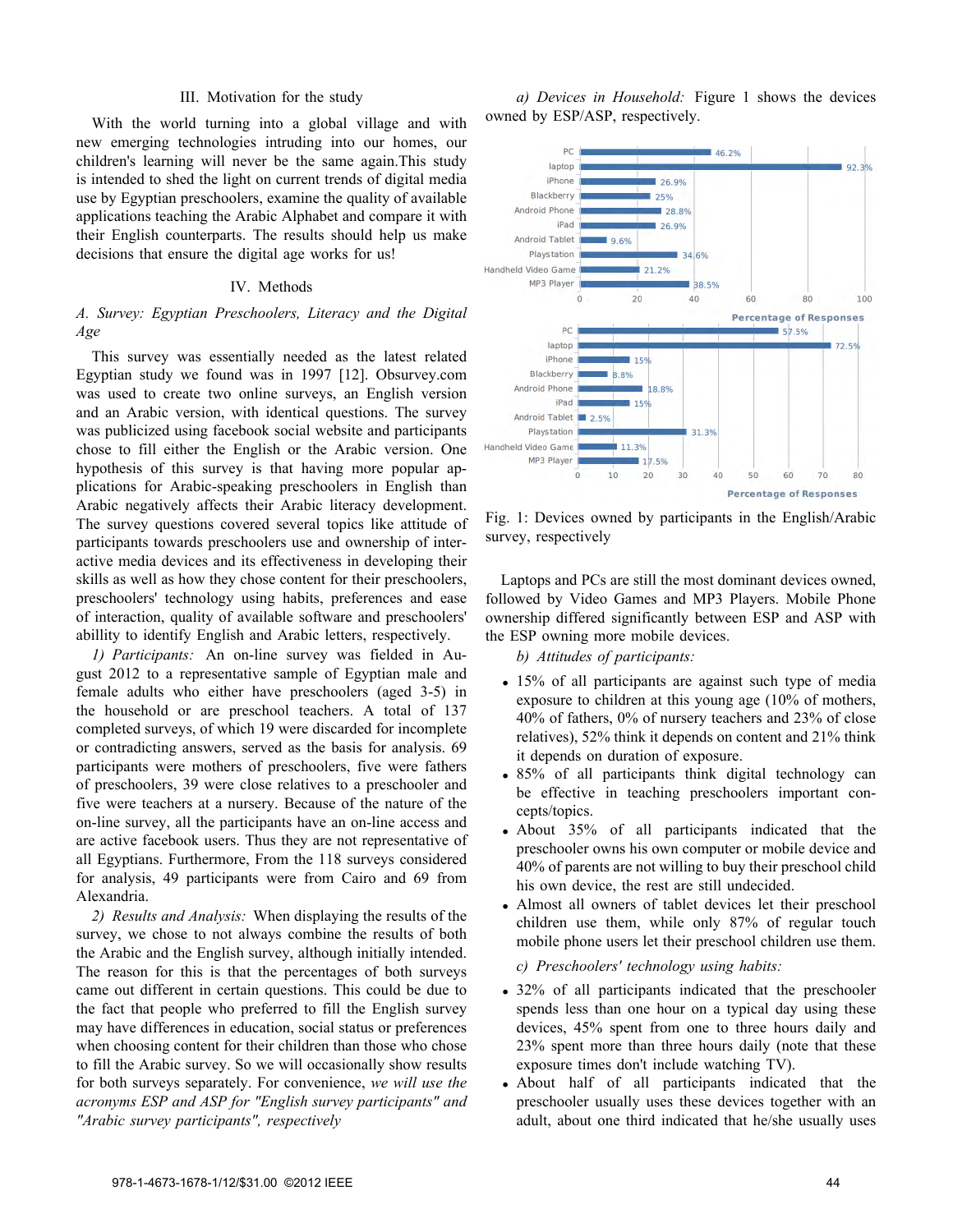## III. Motivation for the study

With the world turning into a global village and with new emerging technologies intruding into our homes, our children's learning will never be the same again.This study is intended to shed the light on current trends of digital media use by Egyptian preschoolers, examine the quality of available applications teaching the Arabic Alphabet and compare it with their English counterparts. The results should help us make decisions that ensure the digital age works for us!

## IV. Methods

### *A. Survey: Egyptian Preschoolers, Literacy and the Digital Age*

This survey was essentially needed as the latest related Egyptian study we found was in 1997 [12]. Obsurvey.com was used to create two online surveys, an English version and an Arabic version, with identical questions. The survey was publicized using facebook social website and participants chose to fill either the English or the Arabic version. One hypothesis of this survey is that having more popular applications for Arabic-speaking preschoolers in English than Arabic negatively affects their Arabic literacy development. The survey questions covered several topics like attitude of participants towards preschoolers use and ownership of interactive media devices and its effectiveness in developing their skills as well as how they chose content for their preschoolers, preschoolers' technology using habits, preferences and ease of interaction, quality of available software and preschoolers' abillity to identify English and Arabic letters, respectively.

*1) Participants:* An on-line survey was fielded in August 2012 to a representative sample of Egyptian male and female adults who either have preschoolers (aged 3-5) in the household or are preschool teachers. A total of 137 completed surveys, of which 19 were discarded for incomplete or contradicting answers, served as the basis for analysis. 69 participants were mothers of preschoolers, five were fathers of preschoolers, 39 were close relatives to a preschooler and five were teachers at a nursery. Because of the nature of the on-line survey, all the participants have an on-line access and are active facebook users. Thus they are not representative of all Egyptians. Furthermore, From the 118 surveys considered for analysis, 49 participants were from Cairo and 69 from Alexandria.

*2) Results and Analysis:* When displaying the results of the survey, we chose to not always combine the results of both the Arabic and the English survey, although initially intended. The reason for this is that the percentages of both surveys came out different in certain questions. This could be due to the fact that people who preferred to fill the English survey may have differences in education, social status or preferences when choosing content for their children than those who chose to fill the Arabic survey. So we will occasionally show results for both surveys separately. For convenience, *we will use the acronyms ESP and ASP for "English survey participants" and "Arabic survey participants", respectively*

*a) Devices in Household:* Figure 1 shows the devices owned by ESP/ASP, respectively.

| Device | ESP (% of Responses) | ASP (% of Responses) |
|---|---|---|
| PC | 46.2% | 57.5% |
| laptop | 92.3% | 72.5% |
| iPhone | 26.9% | 15% |
| Blackberry | 25% | 8.8% |
| Android Phone | 28.8% | 18.8% |
| iPad | 26.9% | 15% |
| Android Tablet | 9.6% | 2.5% |
| Playstation | 34.6% | 31.3% |
| Handheld Video Game | 21.2% | 11.3% |
| MP3 Player | 38.5% | 17.5% |

Fig. 1: Devices owned by participants in the English/Arabic survey, respectively

Laptops and PCs are still the most dominant devices owned, followed by Video Games and MP3 Players. Mobile Phone ownership differed significantly between ESP and ASP with the ESP owning more mobile devices.

*b) Attitudes of participants:*

- 15% of all participants are against such type of media exposure to children at this young age (10% of mothers, 40% of fathers, 0% of nursery teachers and 23% of close relatives), 52% think it depends on content and 21% think it depends on duration of exposure.
- 85% of all participants think digital technology can be effective in teaching preschoolers important concepts/topics.
- About 35% of all participants indicated that the preschooler owns his own computer or mobile device and 40% of parents are not willing to buy their preschool child his own device, the rest are still undecided.
- Almost all owners of tablet devices let their preschool children use them, while only 87% of regular touch mobile phone users let their preschool children use them.

*c) Preschoolers' technology using habits:*

- 32% of all participants indicated that the preschooler spends less than one hour on a typical day using these devices, 45% spent from one to three hours daily and 23% spent more than three hours daily (note that these exposure times don't include watching TV).
- About half of all participants indicated that the preschooler usually uses these devices together with an adult, about one third indicated that he/she usually uses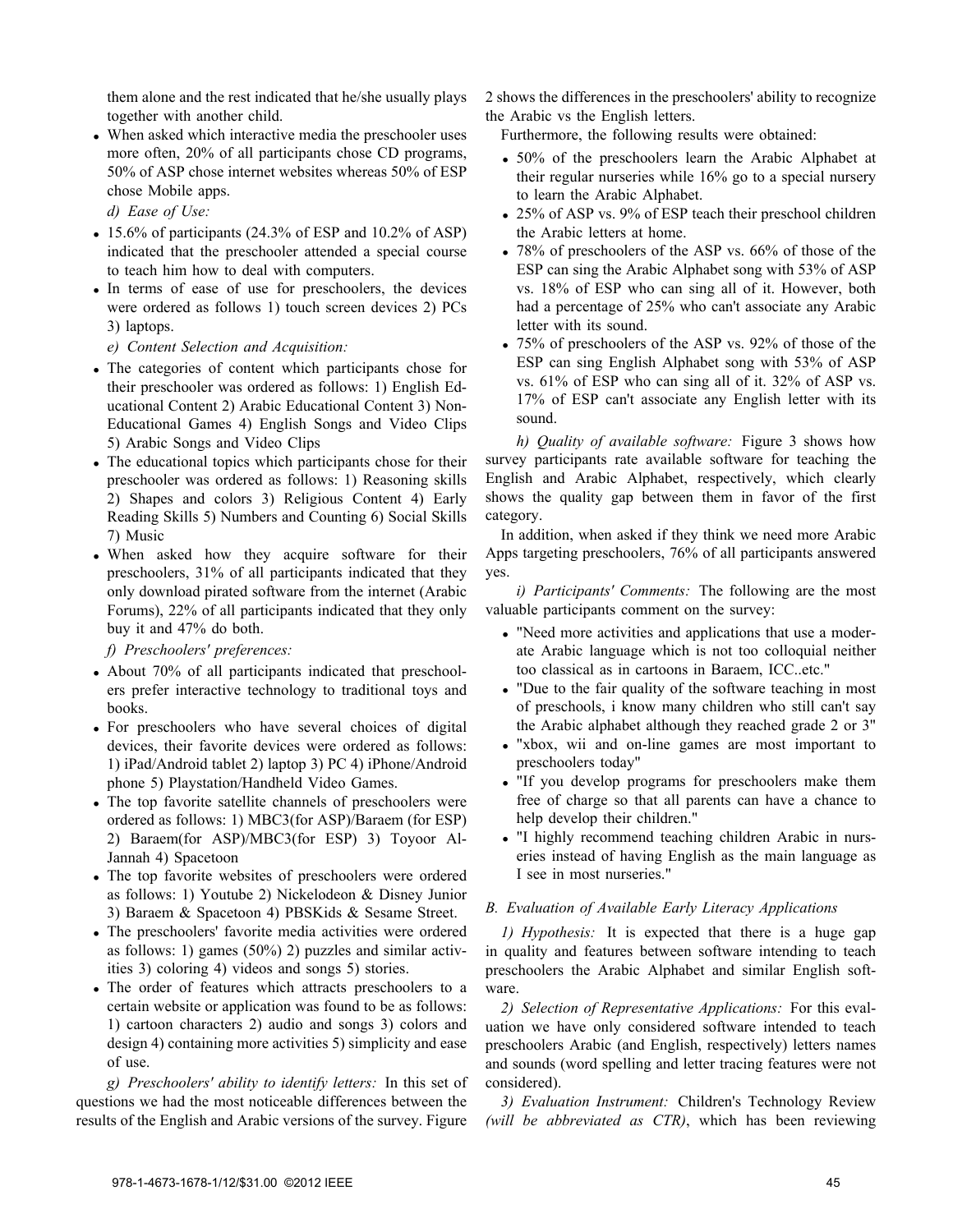them alone and the rest indicated that he/she usually plays together with another child.

- When asked which interactive media the preschooler uses more often, 20% of all participants chose CD programs, 50% of ASP chose internet websites whereas 50% of ESP chose Mobile apps.

*d) Ease of Use:*

- 15.6% of participants (24.3% of ESP and 10.2% of ASP) indicated that the preschooler attended a special course to teach him how to deal with computers.
- In terms of ease of use for preschoolers, the devices were ordered as follows 1) touch screen devices 2) PCs 3) laptops.

*e) Content Selection and Acquisition:*

- The categories of content which participants chose for their preschooler was ordered as follows: 1) English Educational Content 2) Arabic Educational Content 3) Non-Educational Games 4) English Songs and Video Clips 5) Arabic Songs and Video Clips
- The educational topics which participants chose for their preschooler was ordered as follows: 1) Reasoning skills 2) Shapes and colors 3) Religious Content 4) Early Reading Skills 5) Numbers and Counting 6) Social Skills 7) Music
- When asked how they acquire software for their preschoolers, 31% of all participants indicated that they only download pirated software from the internet (Arabic Forums), 22% of all participants indicated that they only buy it and 47% do both.

*f) Preschoolers' preferences:*

- About 70% of all participants indicated that preschoolers prefer interactive technology to traditional toys and books.
- For preschoolers who have several choices of digital devices, their favorite devices were ordered as follows: 1) iPad/Android tablet 2) laptop 3) PC 4) iPhone/Android phone 5) Playstation/Handheld Video Games.
- The top favorite satellite channels of preschoolers were ordered as follows: 1) MBC3(for ASP)/Baraem (for ESP) 2) Baraem(for ASP)/MBC3(for ESP) 3) Toyoor Al-Jannah 4) Spacetoon
- The top favorite websites of preschoolers were ordered as follows: 1) Youtube 2) Nickelodeon & Disney Junior 3) Baraem & Spacetoon 4) PBSKids & Sesame Street.
- The preschoolers' favorite media activities were ordered as follows: 1) games (50%) 2) puzzles and similar activities 3) coloring 4) videos and songs 5) stories.
- The order of features which attracts preschoolers to a certain website or application was found to be as follows: 1) cartoon characters 2) audio and songs 3) colors and design 4) containing more activities 5) simplicity and ease of use.

*g) Preschoolers' ability to identify letters:* In this set of questions we had the most noticeable differences between the results of the English and Arabic versions of the survey. Figure 2 shows the differences in the preschoolers' ability to recognize the Arabic vs the English letters.

Furthermore, the following results were obtained:

- 50% of the preschoolers learn the Arabic Alphabet at their regular nurseries while 16% go to a special nursery to learn the Arabic Alphabet.
- 25% of ASP vs. 9% of ESP teach their preschool children the Arabic letters at home.
- 78% of preschoolers of the ASP vs. 66% of those of the ESP can sing the Arabic Alphabet song with 53% of ASP vs. 18% of ESP who can sing all of it. However, both had a percentage of 25% who can't associate any Arabic letter with its sound.
- 75% of preschoolers of the ASP vs. 92% of those of the ESP can sing English Alphabet song with 53% of ASP vs. 61% of ESP who can sing all of it. 32% of ASP vs. 17% of ESP can't associate any English letter with its sound.

*h) Quality of available software:* Figure 3 shows how survey participants rate available software for teaching the English and Arabic Alphabet, respectively, which clearly shows the quality gap between them in favor of the first category.

In addition, when asked if they think we need more Arabic Apps targeting preschoolers, 76% of all participants answered yes.

*i) Participants' Comments:* The following are the most valuable participants comment on the survey:

- "Need more activities and applications that use a moderate Arabic language which is not too colloquial neither too classical as in cartoons in Baraem, ICC..etc."
- "Due to the fair quality of the software teaching in most of preschools, i know many children who still can't say the Arabic alphabet although they reached grade 2 or 3"
- "xbox, wii and on-line games are most important to preschoolers today"
- "If you develop programs for preschoolers make them free of charge so that all parents can have a chance to help develop their children."
- "I highly recommend teaching children Arabic in nurseries instead of having English as the main language as I see in most nurseries."

### B. Evaluation of Available Early Literacy Applications

*1) Hypothesis:* It is expected that there is a huge gap in quality and features between software intending to teach preschoolers the Arabic Alphabet and similar English software.

*2) Selection of Representative Applications:* For this evaluation we have only considered software intended to teach preschoolers Arabic (and English, respectively) letters names and sounds (word spelling and letter tracing features were not considered).

*3) Evaluation Instrument:* Children's Technology Review *(will be abbreviated as CTR)*, which has been reviewing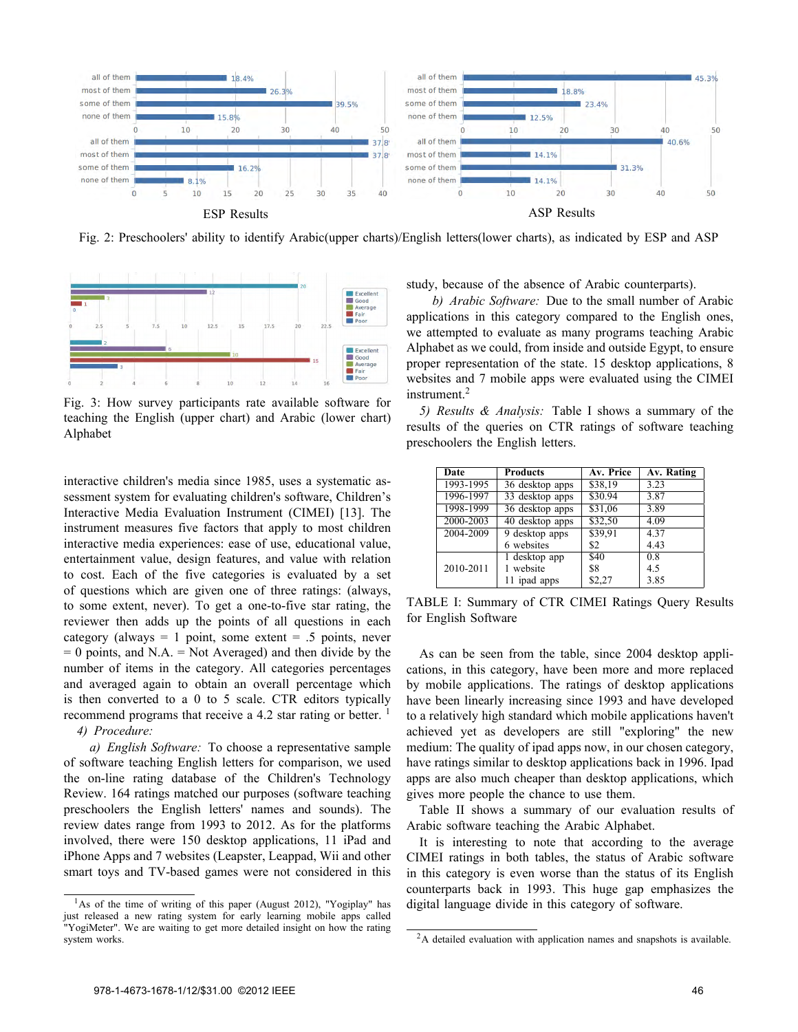Fig. 2: Preschoolers' ability to identify Arabic(upper charts)/English letters(lower charts), as indicated by ESP and ASP

Fig. 3: How survey participants rate available software for teaching the English (upper chart) and Arabic (lower chart) Alphabet

interactive children's media since 1985, uses a systematic assessment system for evaluating children's software, Children's Interactive Media Evaluation Instrument (CIMEI) [13]. The instrument measures five factors that apply to most children interactive media experiences: ease of use, educational value, entertainment value, design features, and value with relation to cost. Each of the five categories is evaluated by a set of questions which are given one of three ratings: (always, to some extent, never). To get a one-to-five star rating, the reviewer then adds up the points of all questions in each category (always = 1 point, some extent = .5 points, never = 0 points, and N.A. = Not Averaged) and then divide by the number of items in the category. All categories percentages and averaged again to obtain an overall percentage which is then converted to a 0 to 5 scale. CTR editors typically recommend programs that receive a 4.2 star rating or better. [1]

*4) Procedure:*

*a) English Software:* To choose a representative sample of software teaching English letters for comparison, we used the on-line rating database of the Children's Technology Review. 164 ratings matched our purposes (software teaching preschoolers the English letters' names and sounds). The review dates range from 1993 to 2012. As for the platforms involved, there were 150 desktop applications, 11 iPad and iPhone Apps and 7 websites (Leapster, Leappad, Wii and other smart toys and TV-based games were not considered in this study, because of the absence of Arabic counterparts).

*b) Arabic Software:* Due to the small number of Arabic applications in this category compared to the English ones, we attempted to evaluate as many programs teaching Arabic Alphabet as we could, from inside and outside Egypt, to ensure proper representation of the state. 15 desktop applications, 8 websites and 7 mobile apps were evaluated using the CIMEI instrument.[2]

*5) Results & Analysis:* Table I shows a summary of the results of the queries on CTR ratings of software teaching preschoolers the English letters.

| Date | Products | Av. Price | Av. Rating |
|---|---|---|---|
| 1993-1995 | 36 desktop apps | $38,19 | 3.23 |
| 1996-1997 | 33 desktop apps | $30.94 | 3.87 |
| 1998-1999 | 36 desktop apps | $31,06 | 3.89 |
| 2000-2003 | 40 desktop apps | $32,50 | 4.09 |
| 2004-2009 | 9 desktop apps | $39,91 | 4.37 |
| | 6 websites | $2 | 4.43 |
| 2010-2011 | 1 desktop app | $40 | 0.8 |
| | 1 website | $8 | 4.5 |
| | 11 ipad apps | $2,27 | 3.85 |

TABLE I: Summary of CTR CIMEI Ratings Query Results for English Software

As can be seen from the table, since 2004 desktop applications, in this category, have been more and more replaced by mobile applications. The ratings of desktop applications have been linearly increasing since 1993 and have developed to a relatively high standard which mobile applications haven't achieved yet as developers are still "exploring" the new medium: The quality of ipad apps now, in our chosen category, have ratings similar to desktop applications back in 1996. Ipad apps are also much cheaper than desktop applications, which gives more people the chance to use them.

Table II shows a summary of our evaluation results of Arabic software teaching the Arabic Alphabet.

It is interesting to note that according to the average CIMEI ratings in both tables, the status of Arabic software in this category is even worse than the status of its English counterparts back in 1993. This huge gap emphasizes the digital language divide in this category of software.

[1] As of the time of writing of this paper (August 2012), "Yogiplay" has just released a new rating system for early learning mobile apps called "YogiMeter". We are waiting to get more detailed insight on how the rating system works.

[2] A detailed evaluation with application names and snapshots is available.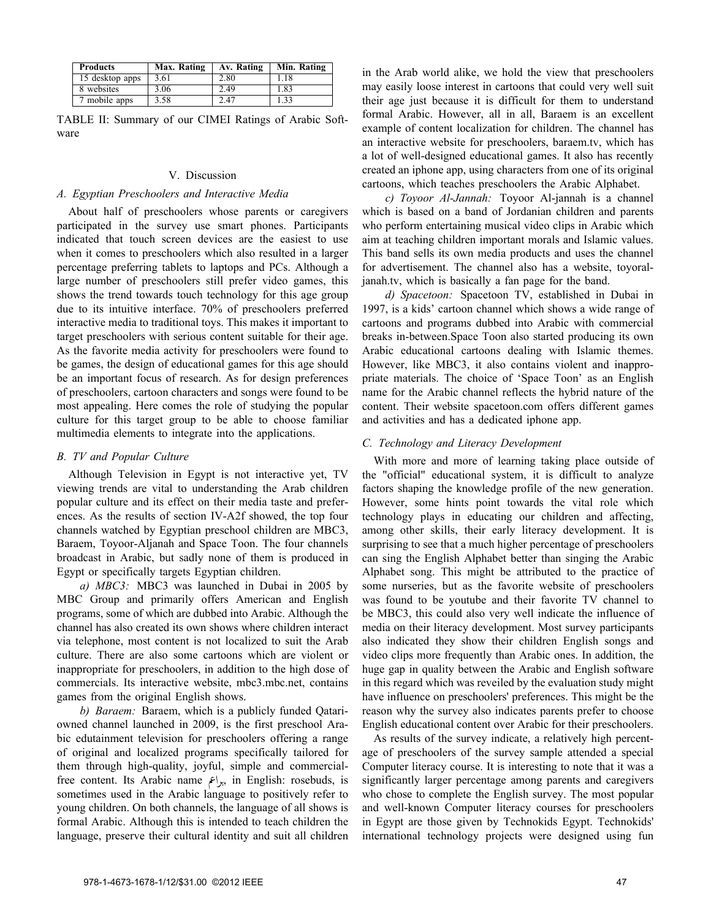| Products | Max. Rating | Av. Rating | Min. Rating |
|---|---|---|---|
| 15 desktop apps | 3.61 | 2.80 | 1.18 |
| 8 websites | 3.06 | 2.49 | 1.83 |
| 7 mobile apps | 3.58 | 2.47 | 1.33 |

TABLE II: Summary of our CIMEI Ratings of Arabic Software

## V. Discussion

### A. Egyptian Preschoolers and Interactive Media

About half of preschoolers whose parents or caregivers participated in the survey use smart phones. Participants indicated that touch screen devices are the easiest to use when it comes to preschoolers which also resulted in a larger percentage preferring tablets to laptops and PCs. Although a large number of preschoolers still prefer video games, this shows the trend towards touch technology for this age group due to its intuitive interface. 70% of preschoolers preferred interactive media to traditional toys. This makes it important to target preschoolers with serious content suitable for their age. As the favorite media activity for preschoolers were found to be games, the design of educational games for this age should be an important focus of research. As for design preferences of preschoolers, cartoon characters and songs were found to be most appealing. Here comes the role of studying the popular culture for this target group to be able to choose familiar multimedia elements to integrate into the applications.

### B. TV and Popular Culture

Although Television in Egypt is not interactive yet, TV viewing trends are vital to understanding the Arab children popular culture and its effect on their media taste and preferences. As the results of section IV-A2f showed, the top four channels watched by Egyptian preschool children are MBC3, Baraem, Toyoor-Aljanah and Space Toon. The four channels broadcast in Arabic, but sadly none of them is produced in Egypt or specifically targets Egyptian children.

*a) MBC3:* MBC3 was launched in Dubai in 2005 by MBC Group and primarily offers American and English programs, some of which are dubbed into Arabic. Although the channel has also created its own shows where children interact via telephone, most content is not localized to suit the Arab culture. There are also some cartoons which are violent or inappropriate for preschoolers, in addition to the high dose of commercials. Its interactive website, mbc3.mbc.net, contains games from the original English shows.

*b) Baraem:* Baraem, which is a publicly funded Qatari-owned channel launched in 2009, is the first preschool Arabic edutainment television for preschoolers offering a range of original and localized programs specifically tailored for them through high-quality, joyful, simple and commercial-free content. Its Arabic name براعم, in English: rosebuds, is sometimes used in the Arabic language to positively refer to young children. On both channels, the language of all shows is formal Arabic. Although this is intended to teach children the language, preserve their cultural identity and suit all children in the Arab world alike, we hold the view that preschoolers may easily loose interest in cartoons that could very well suit their age just because it is difficult for them to understand formal Arabic. However, all in all, Baraem is an excellent example of content localization for children. The channel has an interactive website for preschoolers, baraem.tv, which has a lot of well-designed educational games. It also has recently created an iphone app, using characters from one of its original cartoons, which teaches preschoolers the Arabic Alphabet.

*c) Toyoor Al-Jannah:* Toyoor Al-jannah is a channel which is based on a band of Jordanian children and parents who perform entertaining musical video clips in Arabic which aim at teaching children important morals and Islamic values. This band sells its own media products and uses the channel for advertisement. The channel also has a website, toyoral-janah.tv, which is basically a fan page for the band.

*d) Spacetoon:* Spacetoon TV, established in Dubai in 1997, is a kids' cartoon channel which shows a wide range of cartoons and programs dubbed into Arabic with commercial breaks in-between.Space Toon also started producing its own Arabic educational cartoons dealing with Islamic themes. However, like MBC3, it also contains violent and inappropriate materials. The choice of 'Space Toon' as an English name for the Arabic channel reflects the hybrid nature of the content. Their website spacetoon.com offers different games and activities and has a dedicated iphone app.

### C. Technology and Literacy Development

With more and more of learning taking place outside of the "official" educational system, it is difficult to analyze factors shaping the knowledge profile of the new generation. However, some hints point towards the vital role which technology plays in educating our children and affecting, among other skills, their early literacy development. It is surprising to see that a much higher percentage of preschoolers can sing the English Alphabet better than singing the Arabic Alphabet song. This might be attributed to the practice of some nurseries, but as the favorite website of preschoolers was found to be youtube and their favorite TV channel to be MBC3, this could also very well indicate the influence of media on their literacy development. Most survey participants also indicated they show their children English songs and video clips more frequently than Arabic ones. In addition, the huge gap in quality between the Arabic and English software in this regard which was reveiled by the evaluation study might have influence on preschoolers' preferences. This might be the reason why the survey also indicates parents prefer to choose English educational content over Arabic for their preschoolers.

As results of the survey indicate, a relatively high percentage of preschoolers of the survey sample attended a special Computer literacy course. It is interesting to note that it was a significantly larger percentage among parents and caregivers who chose to complete the English survey. The most popular and well-known Computer literacy courses for preschoolers in Egypt are those given by Technokids Egypt. Technokids' international technology projects were designed using fun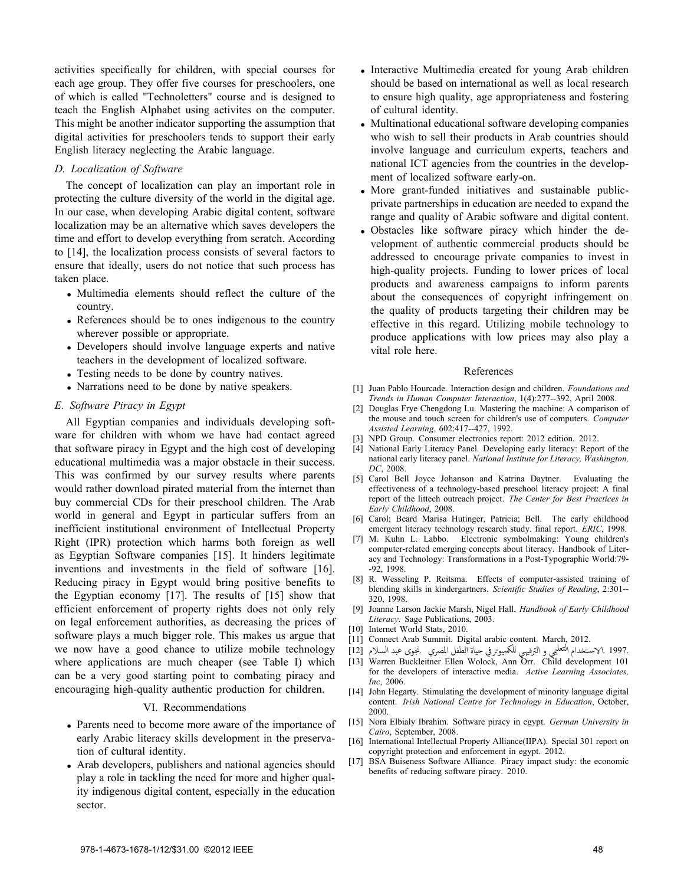activities specifically for children, with special courses for each age group. They offer five courses for preschoolers, one of which is called "Technoletters" course and is designed to teach the English Alphabet using activites on the computer. This might be another indicator supporting the assumption that digital activities for preschoolers tends to support their early English literacy neglecting the Arabic language.

### D. Localization of Software

The concept of localization can play an important role in protecting the culture diversity of the world in the digital age. In our case, when developing Arabic digital content, software localization may be an alternative which saves developers the time and effort to develop everything from scratch. According to [14], the localization process consists of several factors to ensure that ideally, users do not notice that such process has taken place.

- Multimedia elements should reflect the culture of the country.
- References should be to ones indigenous to the country wherever possible or appropriate.
- Developers should involve language experts and native teachers in the development of localized software.
- Testing needs to be done by country natives.
- Narrations need to be done by native speakers.

### E. Software Piracy in Egypt

All Egyptian companies and individuals developing software for children with whom we have had contact agreed that software piracy in Egypt and the high cost of developing educational multimedia was a major obstacle in their success. This was confirmed by our survey results where parents would rather download pirated material from the internet than buy commercial CDs for their preschool children. The Arab world in general and Egypt in particular suffers from an inefficient institutional environment of Intellectual Property Right (IPR) protection which harms both foreign as well as Egyptian Software companies [15]. It hinders legitimate inventions and investments in the field of software [16]. Reducing piracy in Egypt would bring positive benefits to the Egyptian economy [17]. The results of [15] show that efficient enforcement of property rights does not only rely on legal enforcement authorities, as decreasing the prices of software plays a much bigger role. This makes us argue that we now have a good chance to utilize mobile technology where applications are much cheaper (see Table I) which can be a very good starting point to combating piracy and encouraging high-quality authentic production for children.

## VI. Recommendations

- Parents need to become more aware of the importance of early Arabic literacy skills development in the preservation of cultural identity.
- Arab developers, publishers and national agencies should play a role in tackling the need for more and higher quality indigenous digital content, especially in the education sector.
- Interactive Multimedia created for young Arab children should be based on international as well as local research to ensure high quality, age appropriateness and fostering of cultural identity.
- Multinational educational software developing companies who wish to sell their products in Arab countries should involve language and curriculum experts, teachers and national ICT agencies from the countries in the development of localized software early-on.
- More grant-funded initiatives and sustainable public-private partnerships in education are needed to expand the range and quality of Arabic software and digital content.
- Obstacles like software piracy which hinder the development of authentic commercial products should be addressed to encourage private companies to invest in high-quality projects. Funding to lower prices of local products and awareness campaigns to inform parents about the consequences of copyright infringement on the quality of products targeting their children may be effective in this regard. Utilizing mobile technology to produce applications with low prices may also play a vital role here.

## References

[1] Juan Pablo Hourcade. Interaction design and children. *Foundations and Trends in Human Computer Interaction*, 1(4):277--392, April 2008.

[2] Douglas Frye Chengdong Lu. Mastering the machine: A comparison of the mouse and touch screen for children's use of computers. *Computer Assisted Learning*, 602:417--427, 1992.

[3] NPD Group. Consumer electronics report: 2012 edition. 2012.

[4] National Early Literacy Panel. Developing early literacy: Report of the national early literacy panel. *National Institute for Literacy, Washington, DC*, 2008.

[5] Carol Bell Joyce Johanson and Katrina Daytner. Evaluating the effectiveness of a technology-based preschool literacy project: A final report of the littech outreach project. *The Center for Best Practices in Early Childhood*, 2008.

[6] Carol; Beard Marisa Hutinger, Patricia; Bell. The early childhood emergent literacy technology research study. final report. *ERIC*, 1998.

[7] M. Kuhn L. Labbo. Electronic symbolmaking: Young children's computer-related emerging concepts about literacy. Handbook of Literacy and Technology: Transformations in a Post-Typographic World:79--92, 1998.

[8] R. Wesseling P. Reitsma. Effects of computer-assisted training of blending skills in kindergartners. *Scientific Studies of Reading*, 2:301--320, 1998.

[9] Joanne Larson Jackie Marsh, Nigel Hall. *Handbook of Early Childhood Literacy*. Sage Publications, 2003.

[10] Internet World Stats, 2010.

[11] Connect Arab Summit. Digital arabic content. March, 2012.

[12] نجوى عبد السلام. الاستخدام التعليمي و الترفيهي للكمبيوتر في حياة الطفل المصري. 1997.

[13] Warren Buckleitner Ellen Wolock, Ann Orr. Child development 101 for the developers of interactive media. *Active Learning Associates, Inc*, 2006.

[14] John Hegarty. Stimulating the development of minority language digital content. *Irish National Centre for Technology in Education*, October, 2000.

[15] Nora Elbialy Ibrahim. Software piracy in egypt. *German University in Cairo*, September, 2008.

[16] International Intellectual Property Alliance(IIPA). Special 301 report on copyright protection and enforcement in egypt. 2012.

[17] BSA Buiseness Software Alliance. Piracy impact study: the economic benefits of reducing software piracy. 2010.